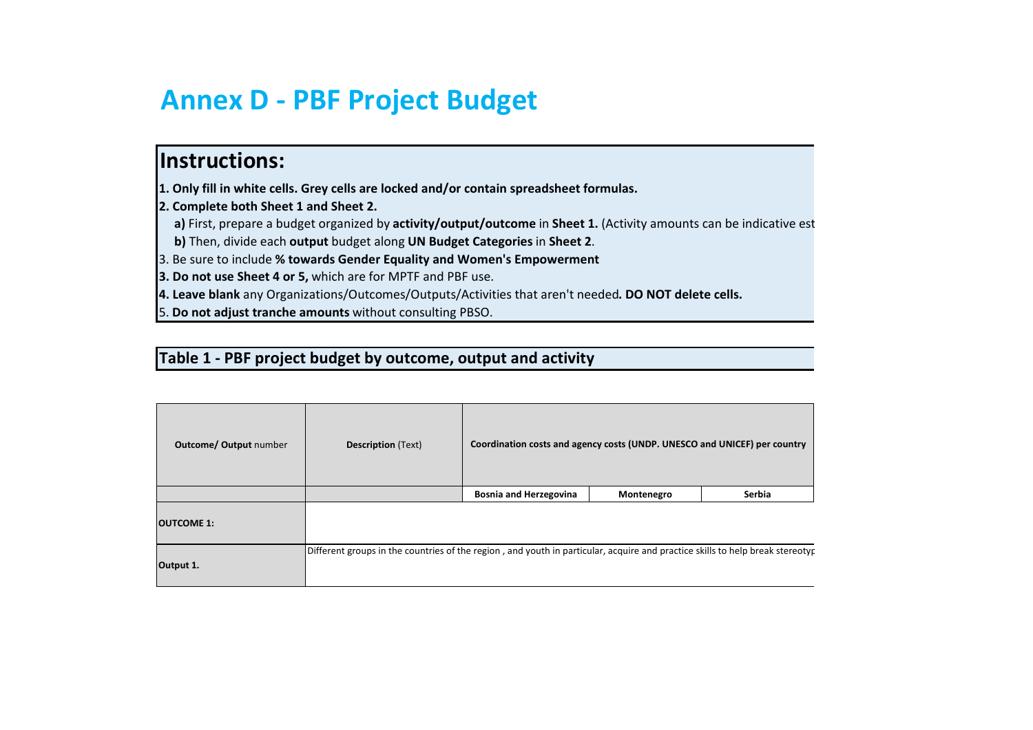# Annex D - PBF Project Budget

## Instructions:

**1. Only fill in white cells. Grey cells are locked and/or contain spreadsheet formulas.**

**2. Complete both Sheet 1 and Sheet 2.**

**a)** First, prepare a budget organized by **activity/output/outcome** in **Sheet 1.** (Activity amounts can be indicative est

**b)** Then, divide each **output** budget along **UN Budget Categories** in **Sheet 2**.

3. Be sure to include **% towards Gender Equality and Women's Empowerment**

**3. Do not use Sheet 4 or 5,** which are for MPTF and PBF use.

**4. Leave blank** any Organizations/Outcomes/Outputs/Activities that aren't needed**. DO NOT delete cells.**

5. **Do not adjust tranche amounts** without consulting PBSO.

## Table 1 - PBF project budget by outcome, output and activity

| **Outcome/ Output** number | **Description** (Text) | **Coordination costs and agency costs (UNDP. UNESCO and UNICEF) per country** | | |
|---|---|---|---|---|
| | | **Bosnia and Herzegovina** | **Montenegro** | **Serbia** |
| **OUTCOME 1:** | | | | |
| **Output 1.** | Different groups in the countries of the region , and youth in particular, acquire and practice skills to help break stereotyp | | | |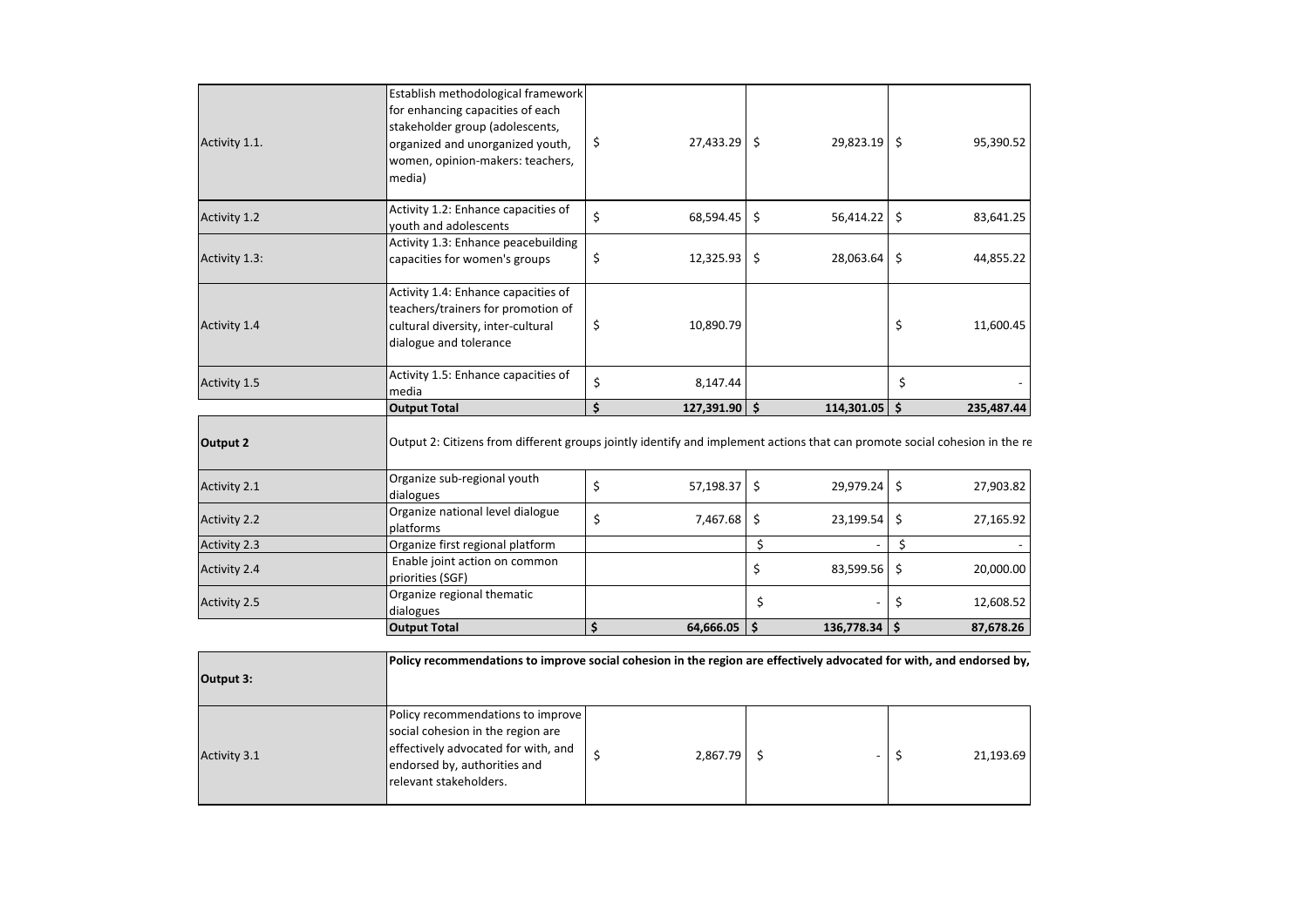| | | | | |
|---|---|---|---|---|
| Activity 1.1. | Establish methodological framework for enhancing capacities of each stakeholder group (adolescents, organized and unorganized youth, women, opinion-makers: teachers, media) | $ 27,433.29 | $ 29,823.19 | $ 95,390.52 |
| Activity 1.2 | Activity 1.2: Enhance capacities of youth and adolescents | $ 68,594.45 | $ 56,414.22 | $ 83,641.25 |
| Activity 1.3: | Activity 1.3: Enhance peacebuilding capacities for women's groups | $ 12,325.93 | $ 28,063.64 | $ 44,855.22 |
| Activity 1.4 | Activity 1.4: Enhance capacities of teachers/trainers for promotion of cultural diversity, inter-cultural dialogue and tolerance | $ 10,890.79 | | $ 11,600.45 |
| Activity 1.5 | Activity 1.5: Enhance capacities of media | $ 8,147.44 | | $ - |
| | **Output Total** | **$ 127,391.90** | **$ 114,301.05** | **$ 235,487.44** |
| **Output 2** | Output 2: Citizens from different groups jointly identify and implement actions that can promote social cohesion in the re | | | |
| Activity 2.1 | Organize sub-regional youth dialogues | $ 57,198.37 | $ 29,979.24 | $ 27,903.82 |
| Activity 2.2 | Organize national level dialogue platforms | $ 7,467.68 | $ 23,199.54 | $ 27,165.92 |
| Activity 2.3 | Organize first regional platform | | $ - | $ - |
| Activity 2.4 | Enable joint action on common priorities (SGF) | | $ 83,599.56 | $ 20,000.00 |
| Activity 2.5 | Organize regional thematic dialogues | | $ - | $ 12,608.52 |
| | **Output Total** | **$ 64,666.05** | **$ 136,778.34** | **$ 87,678.26** |
| **Output 3:** | **Policy recommendations to improve social cohesion in the region are effectively advocated for with, and endorsed by,** | | | |
| Activity 3.1 | Policy recommendations to improve social cohesion in the region are effectively advocated for with, and endorsed by, authorities and relevant stakeholders. | $ 2,867.79 | $ - | $ 21,193.69 |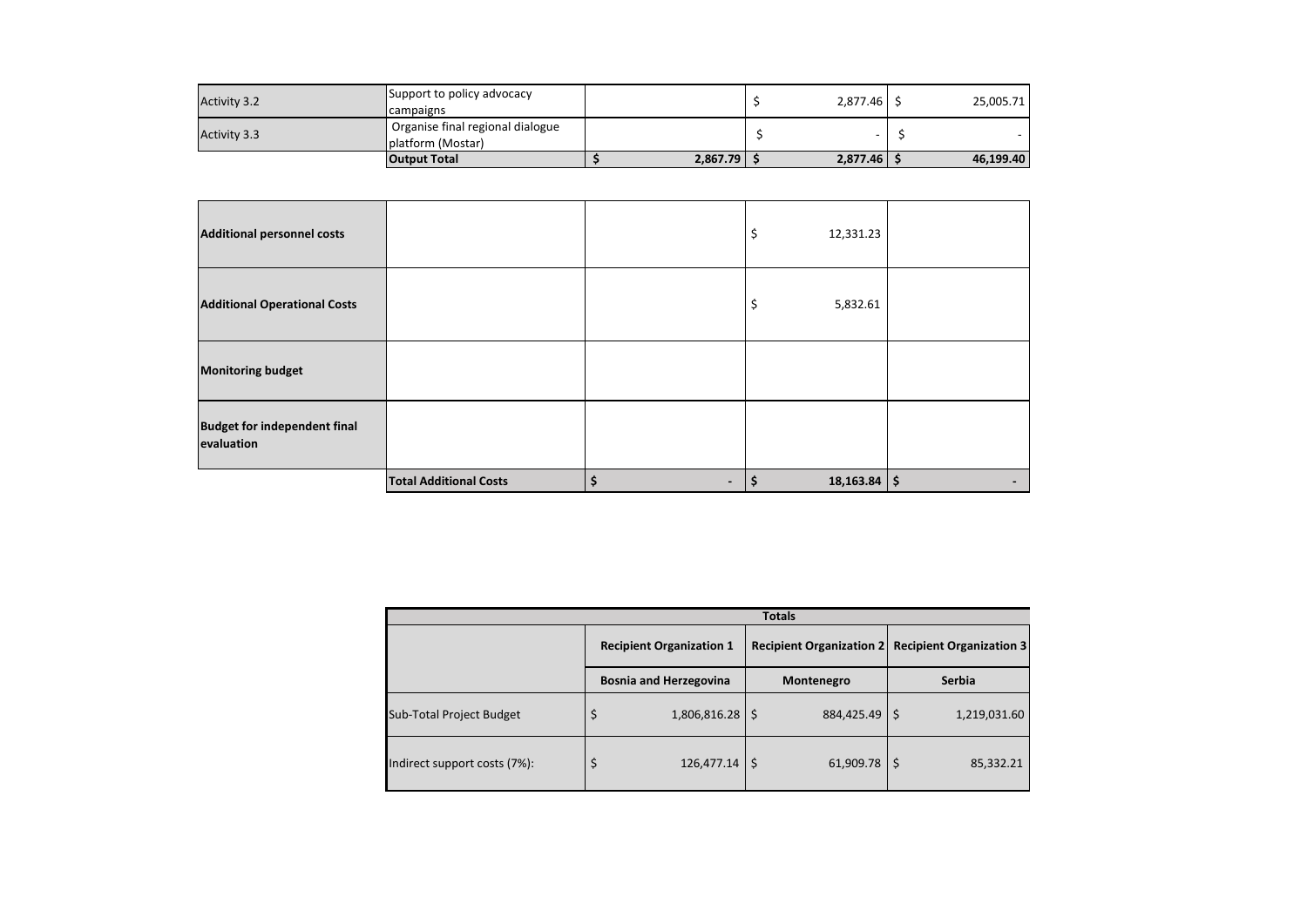| | | | | |
|---|---|---|---|---|
| Activity 3.2 | Support to policy advocacy campaigns | | $ 2,877.46 | $ 25,005.71 |
| Activity 3.3 | Organise final regional dialogue platform (Mostar) | | $ - | $ - |
| | **Output Total** | **$ 2,867.79** | **$ 2,877.46** | **$ 46,199.40** |

| | | | | |
|---|---|---|---|---|
| **Additional personnel costs** | | | $ 12,331.23 | |
| **Additional Operational Costs** | | | $ 5,832.61 | |
| **Monitoring budget** | | | | |
| **Budget for independent final evaluation** | | | | |
| | **Total Additional Costs** | **$ -** | **$ 18,163.84** | **$ -** |

| **Totals** | | | |
|---|---|---|---|
| | **Recipient Organization 1** | **Recipient Organization 2** | **Recipient Organization 3** |
| | **Bosnia and Herzegovina** | **Montenegro** | **Serbia** |
| Sub-Total Project Budget | $ 1,806,816.28 | $ 884,425.49 | $ 1,219,031.60 |
| Indirect support costs (7%): | $ 126,477.14 | $ 61,909.78 | $ 85,332.21 |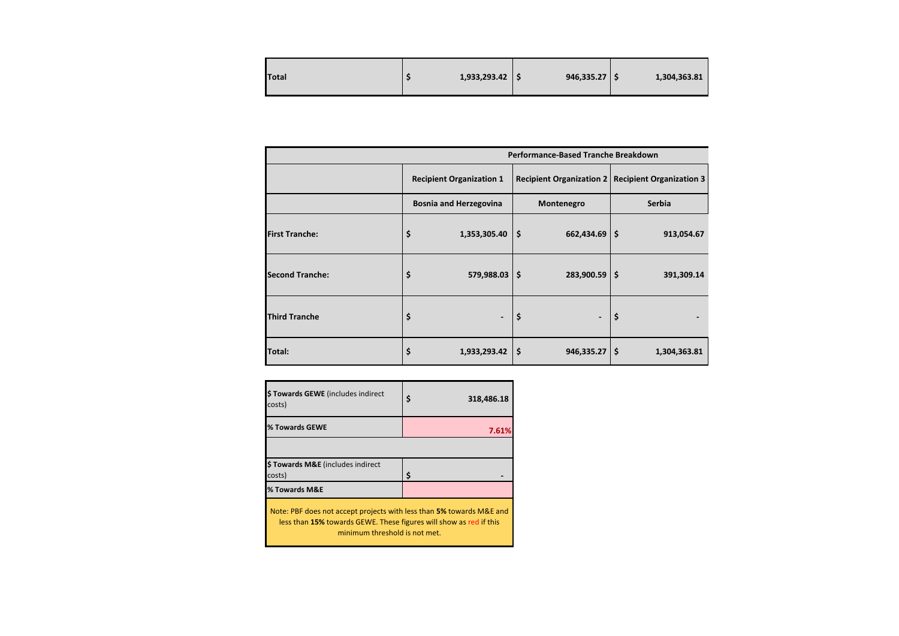| Total | $ 1,933,293.42 | $ 946,335.27 | $ 1,304,363.81 |
|---|---|---|---|

| | Performance-Based Tranche Breakdown | | |
|---|---|---|---|
| | Recipient Organization 1 | Recipient Organization 2 | Recipient Organization 3 |
| | Bosnia and Herzegovina | Montenegro | Serbia |
| **First Tranche:** | $ 1,353,305.40 | $ 662,434.69 | $ 913,054.67 |
| **Second Tranche:** | $ 579,988.03 | $ 283,900.59 | $ 391,309.14 |
| **Third Tranche** | $ - | $ - | $ - |
| **Total:** | $ 1,933,293.42 | $ 946,335.27 | $ 1,304,363.81 |

| | |
|---|---|
| **$ Towards GEWE** (includes indirect costs) | $ 318,486.18 |
| **% Towards GEWE** | 7.61% |
| | |
| **$ Towards M&E** (includes indirect costs) | $ - |
| **% Towards M&E** | |

Note: PBF does not accept projects with less than **5%** towards M&E and less than **15%** towards GEWE. These figures will show as red if this minimum threshold is not met.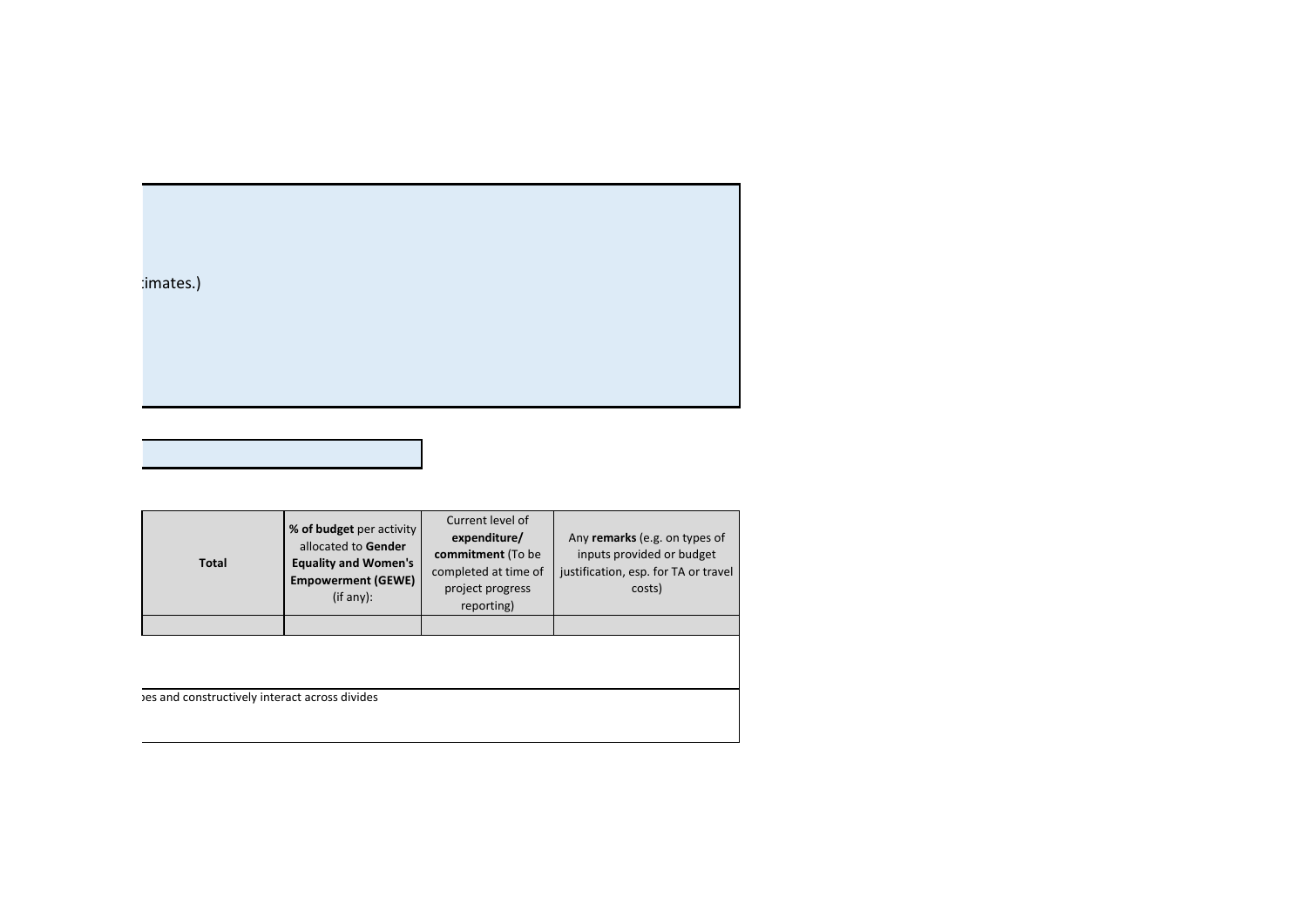:imates.)

| Total | **% of budget** per activity allocated to **Gender Equality and Women's Empowerment (GEWE)** (if any): | Current level of **expenditure/ commitment** (To be completed at time of project progress reporting) | Any **remarks** (e.g. on types of inputs provided or budget justification, esp. for TA or travel costs) |
|---|---|---|---|
| | | | |

:es and constructively interact across divides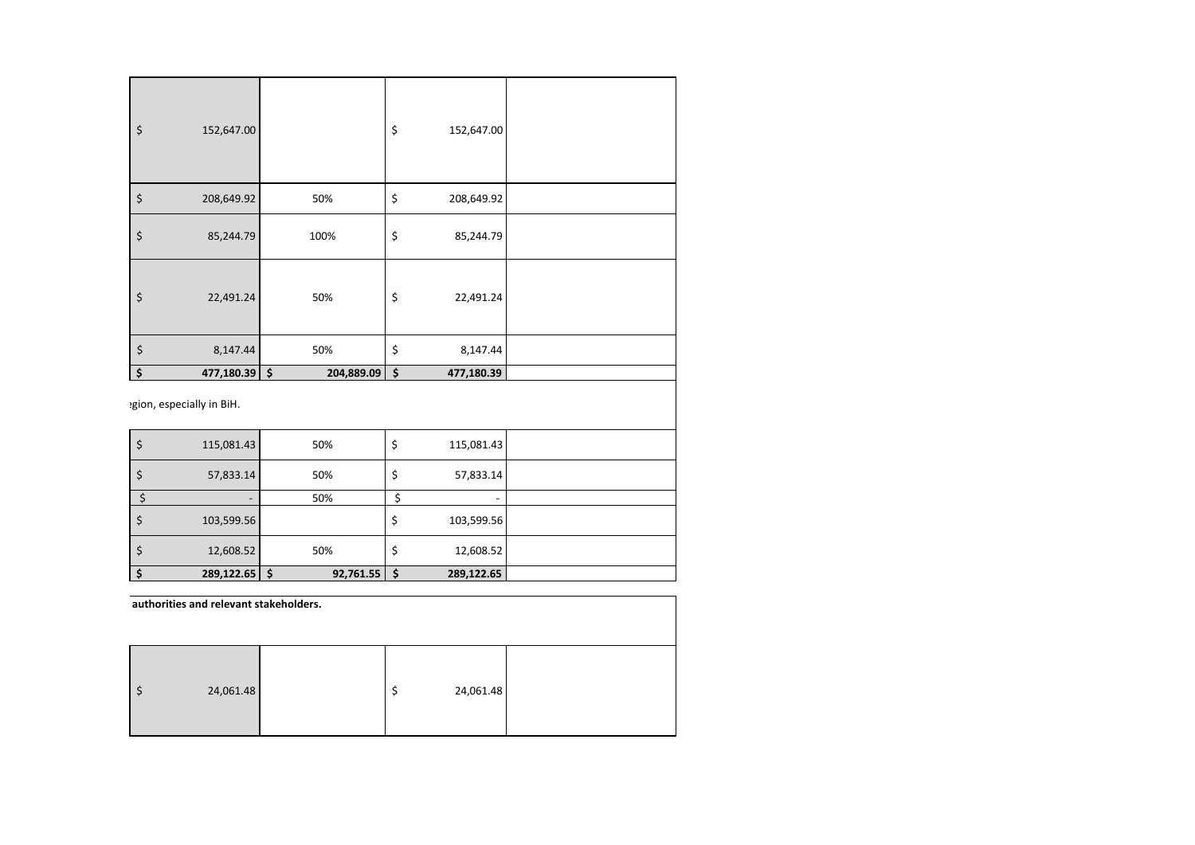| | | | |
|---|---|---|---|
| $ 152,647.00 | | $ 152,647.00 | |
| $ 208,649.92 | 50% | $ 208,649.92 | |
| $ 85,244.79 | 100% | $ 85,244.79 | |
| $ 22,491.24 | 50% | $ 22,491.24 | |
| $ 8,147.44 | 50% | $ 8,147.44 | |
| **$ 477,180.39** | **$ 204,889.09** | **$ 477,180.39** | |

egion, especially in BiH.

| | | | |
|---|---|---|---|
| $ 115,081.43 | 50% | $ 115,081.43 | |
| $ 57,833.14 | 50% | $ 57,833.14 | |
| $ - | 50% | $ - | |
| $ 103,599.56 | | $ 103,599.56 | |
| $ 12,608.52 | 50% | $ 12,608.52 | |
| **$ 289,122.65** | **$ 92,761.55** | **$ 289,122.65** | |

**authorities and relevant stakeholders.**

| | | | |
|---|---|---|---|
| $ 24,061.48 | | $ 24,061.48 | |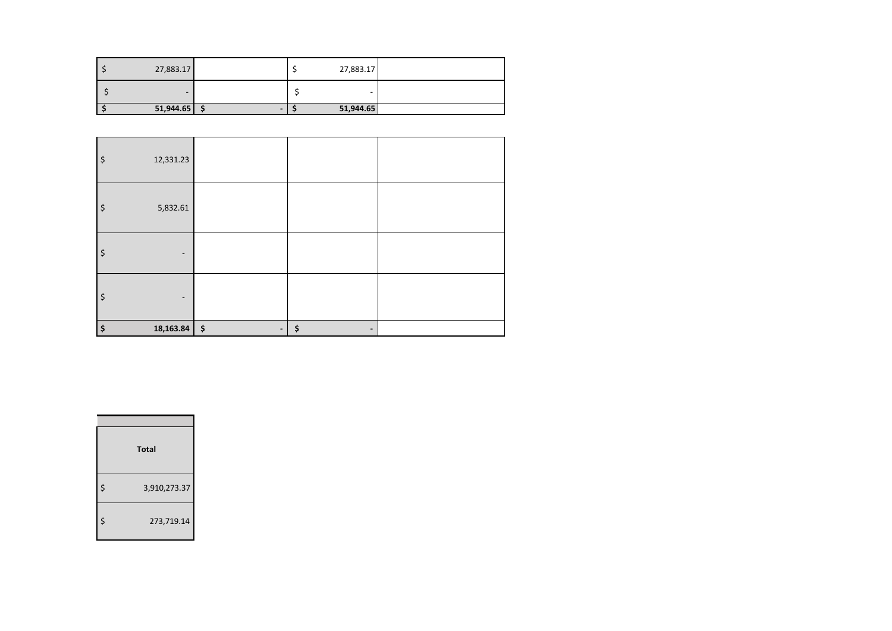| | | | |
|---|---|---|---|
| $ 27,883.17 | | $ 27,883.17 | |
| $ - | | $ - | |
| **$ 51,944.65** | **$ -** | **$ 51,944.65** | |

| | | | |
|---|---|---|---|
| $ 12,331.23 | | | |
| $ 5,832.61 | | | |
| $ - | | | |
| $ - | | | |
| **$ 18,163.84** | **$ -** | **$ -** | |

| **Total** |
|---|
| $ 3,910,273.37 |
| $ 273,719.14 |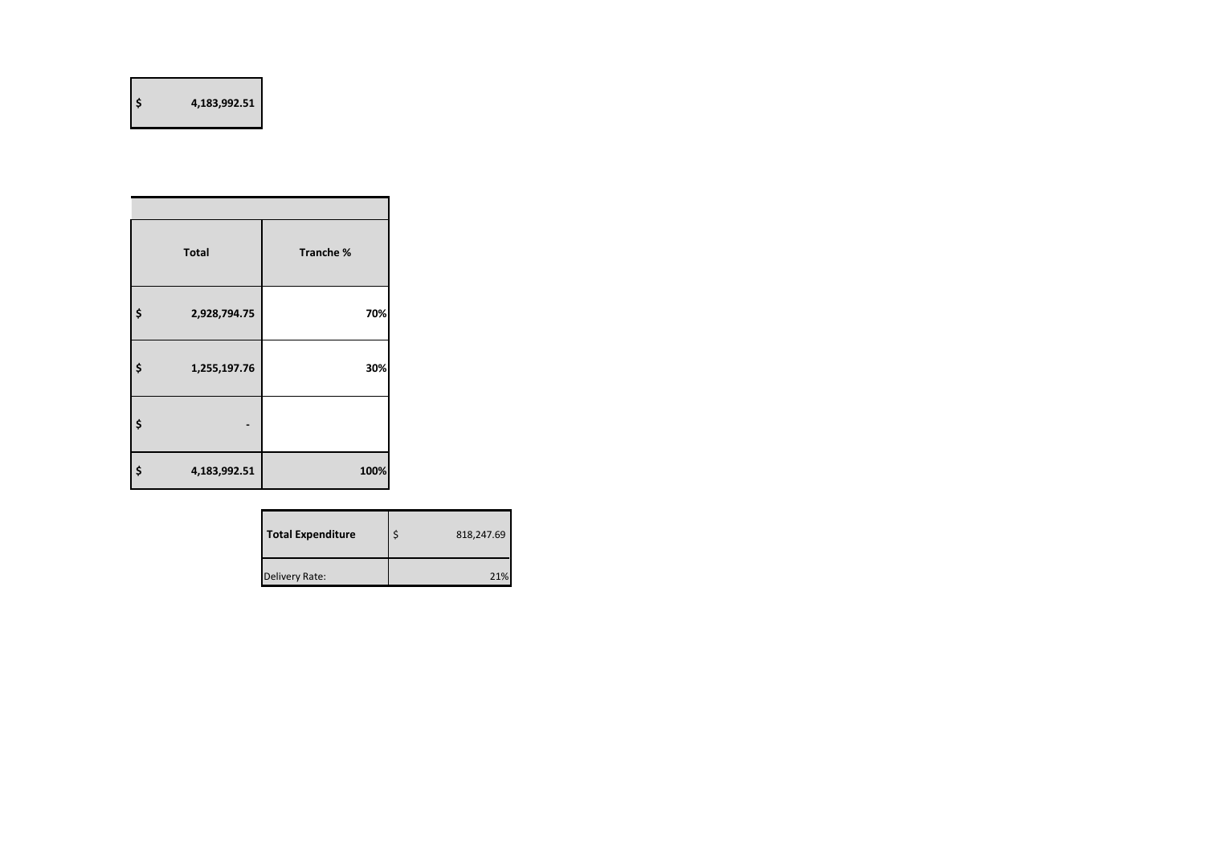| |
|---|
| $ 4,183,992.51 |

| | |
|---|---|
| | |
| **Total** | **Tranche %** |
| **$ 2,928,794.75** | **70%** |
| **$ 1,255,197.76** | **30%** |
| **$ -** | |
| **$ 4,183,992.51** | **100%** |

| | |
|---|---|
| **Total Expenditure** | $ 818,247.69 |
| Delivery Rate: | 21% |